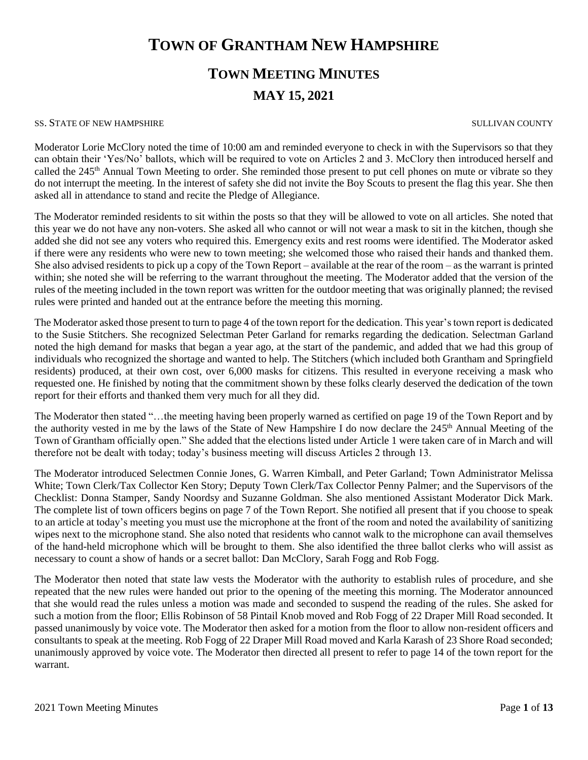# Town of Grantham New Hampshire

## Town Meeting Minutes

## May 15, 2021

SS. STATE OF NEW HAMPSHIRE SULLIVAN COUNTY

Moderator Lorie McClory noted the time of 10:00 am and reminded everyone to check in with the Supervisors so that they can obtain their 'Yes/No' ballots, which will be required to vote on Articles 2 and 3. McClory then introduced herself and called the 245th Annual Town Meeting to order. She reminded those present to put cell phones on mute or vibrate so they do not interrupt the meeting. In the interest of safety she did not invite the Boy Scouts to present the flag this year. She then asked all in attendance to stand and recite the Pledge of Allegiance.

The Moderator reminded residents to sit within the posts so that they will be allowed to vote on all articles. She noted that this year we do not have any non-voters. She asked all who cannot or will not wear a mask to sit in the kitchen, though she added she did not see any voters who required this. Emergency exits and rest rooms were identified. The Moderator asked if there were any residents who were new to town meeting; she welcomed those who raised their hands and thanked them. She also advised residents to pick up a copy of the Town Report – available at the rear of the room – as the warrant is printed within; she noted she will be referring to the warrant throughout the meeting. The Moderator added that the version of the rules of the meeting included in the town report was written for the outdoor meeting that was originally planned; the revised rules were printed and handed out at the entrance before the meeting this morning.

The Moderator asked those present to turn to page 4 of the town report for the dedication. This year's town report is dedicated to the Susie Stitchers. She recognized Selectman Peter Garland for remarks regarding the dedication. Selectman Garland noted the high demand for masks that began a year ago, at the start of the pandemic, and added that we had this group of individuals who recognized the shortage and wanted to help. The Stitchers (which included both Grantham and Springfield residents) produced, at their own cost, over 6,000 masks for citizens. This resulted in everyone receiving a mask who requested one. He finished by noting that the commitment shown by these folks clearly deserved the dedication of the town report for their efforts and thanked them very much for all they did.

The Moderator then stated "…the meeting having been properly warned as certified on page 19 of the Town Report and by the authority vested in me by the laws of the State of New Hampshire I do now declare the 245th Annual Meeting of the Town of Grantham officially open." She added that the elections listed under Article 1 were taken care of in March and will therefore not be dealt with today; today's business meeting will discuss Articles 2 through 13.

The Moderator introduced Selectmen Connie Jones, G. Warren Kimball, and Peter Garland; Town Administrator Melissa White; Town Clerk/Tax Collector Ken Story; Deputy Town Clerk/Tax Collector Penny Palmer; and the Supervisors of the Checklist: Donna Stamper, Sandy Noordsy and Suzanne Goldman. She also mentioned Assistant Moderator Dick Mark. The complete list of town officers begins on page 7 of the Town Report. She notified all present that if you choose to speak to an article at today's meeting you must use the microphone at the front of the room and noted the availability of sanitizing wipes next to the microphone stand. She also noted that residents who cannot walk to the microphone can avail themselves of the hand-held microphone which will be brought to them. She also identified the three ballot clerks who will assist as necessary to count a show of hands or a secret ballot: Dan McClory, Sarah Fogg and Rob Fogg.

The Moderator then noted that state law vests the Moderator with the authority to establish rules of procedure, and she repeated that the new rules were handed out prior to the opening of the meeting this morning. The Moderator announced that she would read the rules unless a motion was made and seconded to suspend the reading of the rules. She asked for such a motion from the floor; Ellis Robinson of 58 Pintail Knob moved and Rob Fogg of 22 Draper Mill Road seconded. It passed unanimously by voice vote. The Moderator then asked for a motion from the floor to allow non-resident officers and consultants to speak at the meeting. Rob Fogg of 22 Draper Mill Road moved and Karla Karash of 23 Shore Road seconded; unanimously approved by voice vote. The Moderator then directed all present to refer to page 14 of the town report for the warrant.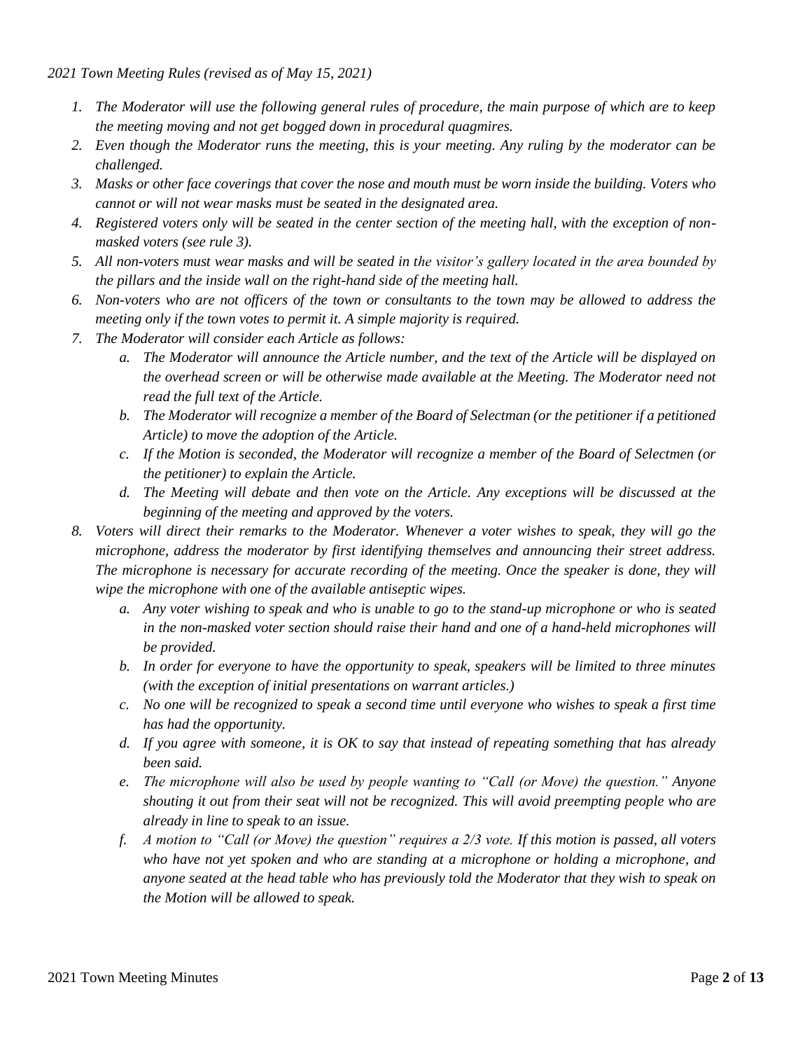*2021 Town Meeting Rules (revised as of May 15, 2021)*

1. *The Moderator will use the following general rules of procedure, the main purpose of which are to keep the meeting moving and not get bogged down in procedural quagmires.*
2. *Even though the Moderator runs the meeting, this is your meeting. Any ruling by the moderator can be challenged.*
3. *Masks or other face coverings that cover the nose and mouth must be worn inside the building. Voters who cannot or will not wear masks must be seated in the designated area.*
4. *Registered voters only will be seated in the center section of the meeting hall, with the exception of non-masked voters (see rule 3).*
5. *All non-voters must wear masks and will be seated in the visitor's gallery located in the area bounded by the pillars and the inside wall on the right-hand side of the meeting hall.*
6. *Non-voters who are not officers of the town or consultants to the town may be allowed to address the meeting only if the town votes to permit it. A simple majority is required.*
7. *The Moderator will consider each Article as follows:*
   a. *The Moderator will announce the Article number, and the text of the Article will be displayed on the overhead screen or will be otherwise made available at the Meeting. The Moderator need not read the full text of the Article.*
   b. *The Moderator will recognize a member of the Board of Selectman (or the petitioner if a petitioned Article) to move the adoption of the Article.*
   c. *If the Motion is seconded, the Moderator will recognize a member of the Board of Selectmen (or the petitioner) to explain the Article.*
   d. *The Meeting will debate and then vote on the Article. Any exceptions will be discussed at the beginning of the meeting and approved by the voters.*
8. *Voters will direct their remarks to the Moderator. Whenever a voter wishes to speak, they will go the microphone, address the moderator by first identifying themselves and announcing their street address. The microphone is necessary for accurate recording of the meeting. Once the speaker is done, they will wipe the microphone with one of the available antiseptic wipes.*
   a. *Any voter wishing to speak and who is unable to go to the stand-up microphone or who is seated in the non-masked voter section should raise their hand and one of a hand-held microphones will be provided.*
   b. *In order for everyone to have the opportunity to speak, speakers will be limited to three minutes (with the exception of initial presentations on warrant articles.)*
   c. *No one will be recognized to speak a second time until everyone who wishes to speak a first time has had the opportunity.*
   d. *If you agree with someone, it is OK to say that instead of repeating something that has already been said.*
   e. *The microphone will also be used by people wanting to "Call (or Move) the question." Anyone shouting it out from their seat will not be recognized. This will avoid preempting people who are already in line to speak to an issue.*
   f. *A motion to "Call (or Move) the question" requires a 2/3 vote. If this motion is passed, all voters who have not yet spoken and who are standing at a microphone or holding a microphone, and anyone seated at the head table who has previously told the Moderator that they wish to speak on the Motion will be allowed to speak.*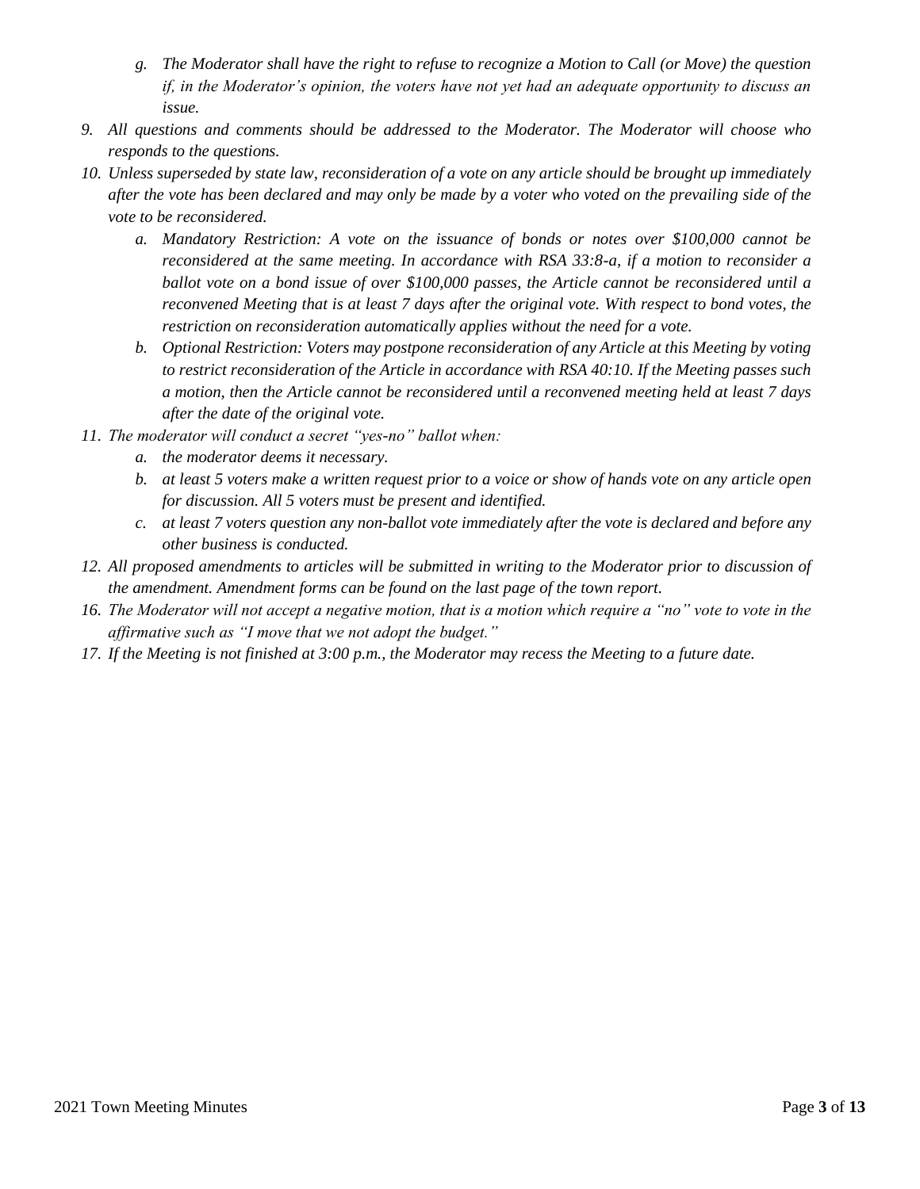g. *The Moderator shall have the right to refuse to recognize a Motion to Call (or Move) the question if, in the Moderator's opinion, the voters have not yet had an adequate opportunity to discuss an issue.*

9. *All questions and comments should be addressed to the Moderator. The Moderator will choose who responds to the questions.*
10. *Unless superseded by state law, reconsideration of a vote on any article should be brought up immediately after the vote has been declared and may only be made by a voter who voted on the prevailing side of the vote to be reconsidered.*
    a. *Mandatory Restriction: A vote on the issuance of bonds or notes over $100,000 cannot be reconsidered at the same meeting. In accordance with RSA 33:8-a, if a motion to reconsider a ballot vote on a bond issue of over $100,000 passes, the Article cannot be reconsidered until a reconvened Meeting that is at least 7 days after the original vote. With respect to bond votes, the restriction on reconsideration automatically applies without the need for a vote.*
    b. *Optional Restriction: Voters may postpone reconsideration of any Article at this Meeting by voting to restrict reconsideration of the Article in accordance with RSA 40:10. If the Meeting passes such a motion, then the Article cannot be reconsidered until a reconvened meeting held at least 7 days after the date of the original vote.*
11. *The moderator will conduct a secret "yes-no" ballot when:*
    a. *the moderator deems it necessary.*
    b. *at least 5 voters make a written request prior to a voice or show of hands vote on any article open for discussion. All 5 voters must be present and identified.*
    c. *at least 7 voters question any non-ballot vote immediately after the vote is declared and before any other business is conducted.*
12. *All proposed amendments to articles will be submitted in writing to the Moderator prior to discussion of the amendment. Amendment forms can be found on the last page of the town report.*
16. *The Moderator will not accept a negative motion, that is a motion which require a "no" vote to vote in the affirmative such as "I move that we not adopt the budget."*
17. *If the Meeting is not finished at 3:00 p.m., the Moderator may recess the Meeting to a future date.*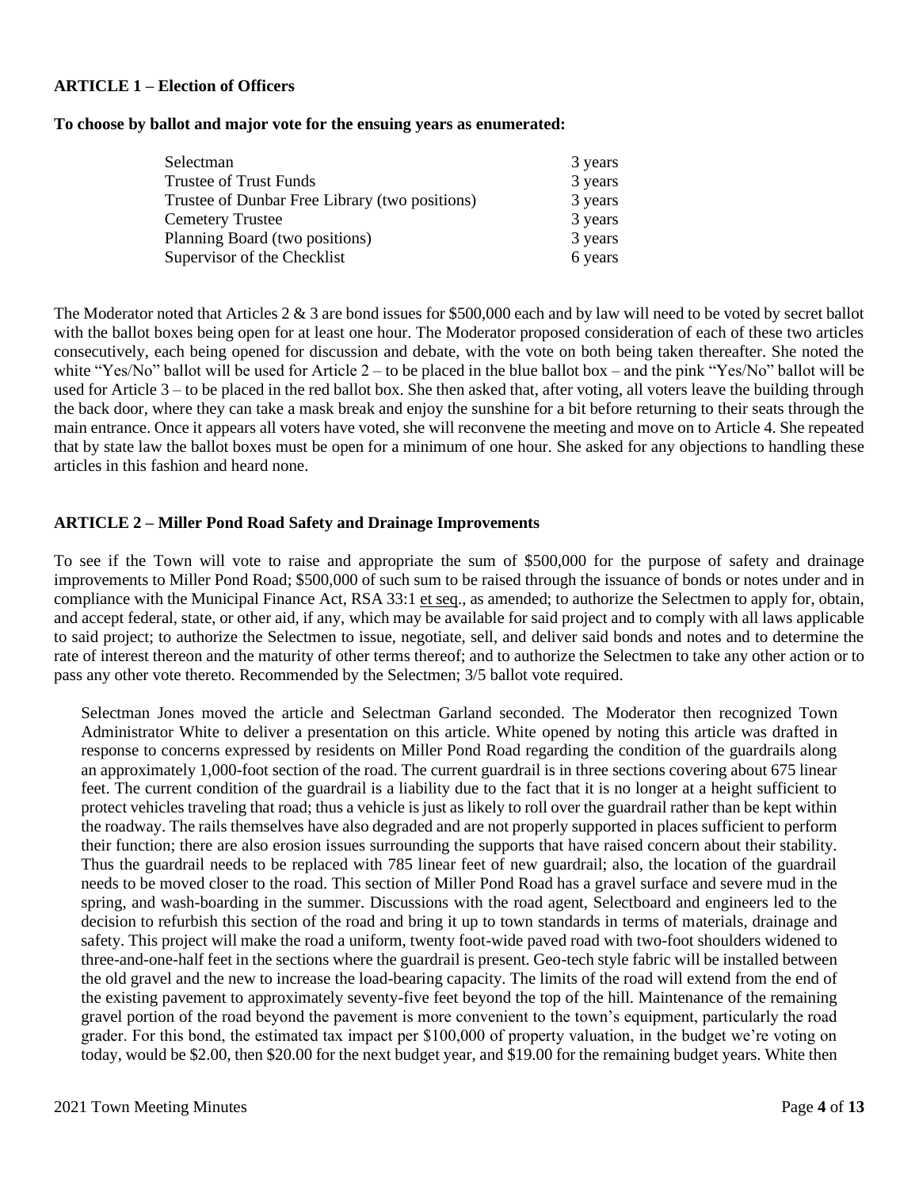**ARTICLE 1 – Election of Officers**

**To choose by ballot and major vote for the ensuing years as enumerated:**

| | |
|---|---|
| Selectman | 3 years |
| Trustee of Trust Funds | 3 years |
| Trustee of Dunbar Free Library (two positions) | 3 years |
| Cemetery Trustee | 3 years |
| Planning Board (two positions) | 3 years |
| Supervisor of the Checklist | 6 years |

The Moderator noted that Articles 2 & 3 are bond issues for $500,000 each and by law will need to be voted by secret ballot with the ballot boxes being open for at least one hour. The Moderator proposed consideration of each of these two articles consecutively, each being opened for discussion and debate, with the vote on both being taken thereafter. She noted the white "Yes/No" ballot will be used for Article 2 – to be placed in the blue ballot box – and the pink "Yes/No" ballot will be used for Article 3 – to be placed in the red ballot box. She then asked that, after voting, all voters leave the building through the back door, where they can take a mask break and enjoy the sunshine for a bit before returning to their seats through the main entrance. Once it appears all voters have voted, she will reconvene the meeting and move on to Article 4. She repeated that by state law the ballot boxes must be open for a minimum of one hour. She asked for any objections to handling these articles in this fashion and heard none.

**ARTICLE 2 – Miller Pond Road Safety and Drainage Improvements**

To see if the Town will vote to raise and appropriate the sum of $500,000 for the purpose of safety and drainage improvements to Miller Pond Road; $500,000 of such sum to be raised through the issuance of bonds or notes under and in compliance with the Municipal Finance Act, RSA 33:1 et seq., as amended; to authorize the Selectmen to apply for, obtain, and accept federal, state, or other aid, if any, which may be available for said project and to comply with all laws applicable to said project; to authorize the Selectmen to issue, negotiate, sell, and deliver said bonds and notes and to determine the rate of interest thereon and the maturity of other terms thereof; and to authorize the Selectmen to take any other action or to pass any other vote thereto. Recommended by the Selectmen; 3/5 ballot vote required.

Selectman Jones moved the article and Selectman Garland seconded. The Moderator then recognized Town Administrator White to deliver a presentation on this article. White opened by noting this article was drafted in response to concerns expressed by residents on Miller Pond Road regarding the condition of the guardrails along an approximately 1,000-foot section of the road. The current guardrail is in three sections covering about 675 linear feet. The current condition of the guardrail is a liability due to the fact that it is no longer at a height sufficient to protect vehicles traveling that road; thus a vehicle is just as likely to roll over the guardrail rather than be kept within the roadway. The rails themselves have also degraded and are not properly supported in places sufficient to perform their function; there are also erosion issues surrounding the supports that have raised concern about their stability. Thus the guardrail needs to be replaced with 785 linear feet of new guardrail; also, the location of the guardrail needs to be moved closer to the road. This section of Miller Pond Road has a gravel surface and severe mud in the spring, and wash-boarding in the summer. Discussions with the road agent, Selectboard and engineers led to the decision to refurbish this section of the road and bring it up to town standards in terms of materials, drainage and safety. This project will make the road a uniform, twenty foot-wide paved road with two-foot shoulders widened to three-and-one-half feet in the sections where the guardrail is present. Geo-tech style fabric will be installed between the old gravel and the new to increase the load-bearing capacity. The limits of the road will extend from the end of the existing pavement to approximately seventy-five feet beyond the top of the hill. Maintenance of the remaining gravel portion of the road beyond the pavement is more convenient to the town's equipment, particularly the road grader. For this bond, the estimated tax impact per $100,000 of property valuation, in the budget we're voting on today, would be $2.00, then $20.00 for the next budget year, and $19.00 for the remaining budget years. White then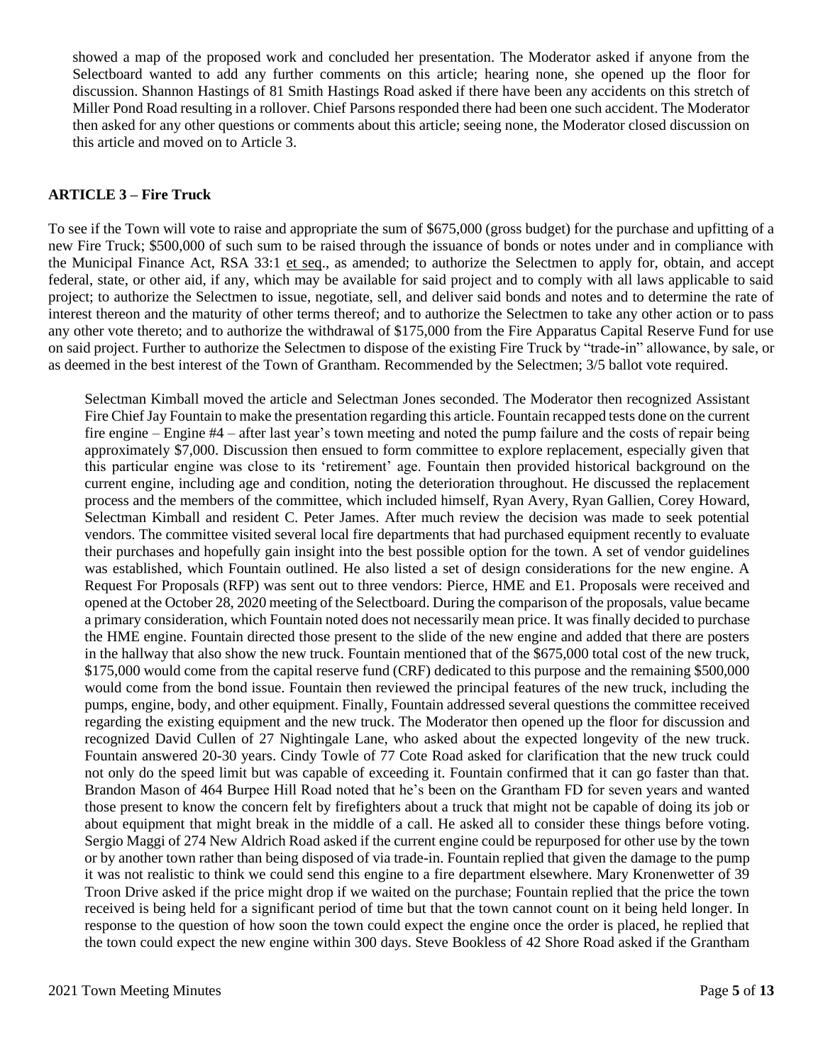showed a map of the proposed work and concluded her presentation. The Moderator asked if anyone from the Selectboard wanted to add any further comments on this article; hearing none, she opened up the floor for discussion. Shannon Hastings of 81 Smith Hastings Road asked if there have been any accidents on this stretch of Miller Pond Road resulting in a rollover. Chief Parsons responded there had been one such accident. The Moderator then asked for any other questions or comments about this article; seeing none, the Moderator closed discussion on this article and moved on to Article 3.

**ARTICLE 3 – Fire Truck**

To see if the Town will vote to raise and appropriate the sum of $675,000 (gross budget) for the purchase and upfitting of a new Fire Truck; $500,000 of such sum to be raised through the issuance of bonds or notes under and in compliance with the Municipal Finance Act, RSA 33:1 et seq., as amended; to authorize the Selectmen to apply for, obtain, and accept federal, state, or other aid, if any, which may be available for said project and to comply with all laws applicable to said project; to authorize the Selectmen to issue, negotiate, sell, and deliver said bonds and notes and to determine the rate of interest thereon and the maturity of other terms thereof; and to authorize the Selectmen to take any other action or to pass any other vote thereto; and to authorize the withdrawal of $175,000 from the Fire Apparatus Capital Reserve Fund for use on said project. Further to authorize the Selectmen to dispose of the existing Fire Truck by "trade-in" allowance, by sale, or as deemed in the best interest of the Town of Grantham. Recommended by the Selectmen; 3/5 ballot vote required.

Selectman Kimball moved the article and Selectman Jones seconded. The Moderator then recognized Assistant Fire Chief Jay Fountain to make the presentation regarding this article. Fountain recapped tests done on the current fire engine – Engine #4 – after last year's town meeting and noted the pump failure and the costs of repair being approximately $7,000. Discussion then ensued to form committee to explore replacement, especially given that this particular engine was close to its 'retirement' age. Fountain then provided historical background on the current engine, including age and condition, noting the deterioration throughout. He discussed the replacement process and the members of the committee, which included himself, Ryan Avery, Ryan Gallien, Corey Howard, Selectman Kimball and resident C. Peter James. After much review the decision was made to seek potential vendors. The committee visited several local fire departments that had purchased equipment recently to evaluate their purchases and hopefully gain insight into the best possible option for the town. A set of vendor guidelines was established, which Fountain outlined. He also listed a set of design considerations for the new engine. A Request For Proposals (RFP) was sent out to three vendors: Pierce, HME and E1. Proposals were received and opened at the October 28, 2020 meeting of the Selectboard. During the comparison of the proposals, value became a primary consideration, which Fountain noted does not necessarily mean price. It was finally decided to purchase the HME engine. Fountain directed those present to the slide of the new engine and added that there are posters in the hallway that also show the new truck. Fountain mentioned that of the $675,000 total cost of the new truck, $175,000 would come from the capital reserve fund (CRF) dedicated to this purpose and the remaining $500,000 would come from the bond issue. Fountain then reviewed the principal features of the new truck, including the pumps, engine, body, and other equipment. Finally, Fountain addressed several questions the committee received regarding the existing equipment and the new truck. The Moderator then opened up the floor for discussion and recognized David Cullen of 27 Nightingale Lane, who asked about the expected longevity of the new truck. Fountain answered 20-30 years. Cindy Towle of 77 Cote Road asked for clarification that the new truck could not only do the speed limit but was capable of exceeding it. Fountain confirmed that it can go faster than that. Brandon Mason of 464 Burpee Hill Road noted that he's been on the Grantham FD for seven years and wanted those present to know the concern felt by firefighters about a truck that might not be capable of doing its job or about equipment that might break in the middle of a call. He asked all to consider these things before voting. Sergio Maggi of 274 New Aldrich Road asked if the current engine could be repurposed for other use by the town or by another town rather than being disposed of via trade-in. Fountain replied that given the damage to the pump it was not realistic to think we could send this engine to a fire department elsewhere. Mary Kronenwetter of 39 Troon Drive asked if the price might drop if we waited on the purchase; Fountain replied that the price the town received is being held for a significant period of time but that the town cannot count on it being held longer. In response to the question of how soon the town could expect the engine once the order is placed, he replied that the town could expect the new engine within 300 days. Steve Bookless of 42 Shore Road asked if the Grantham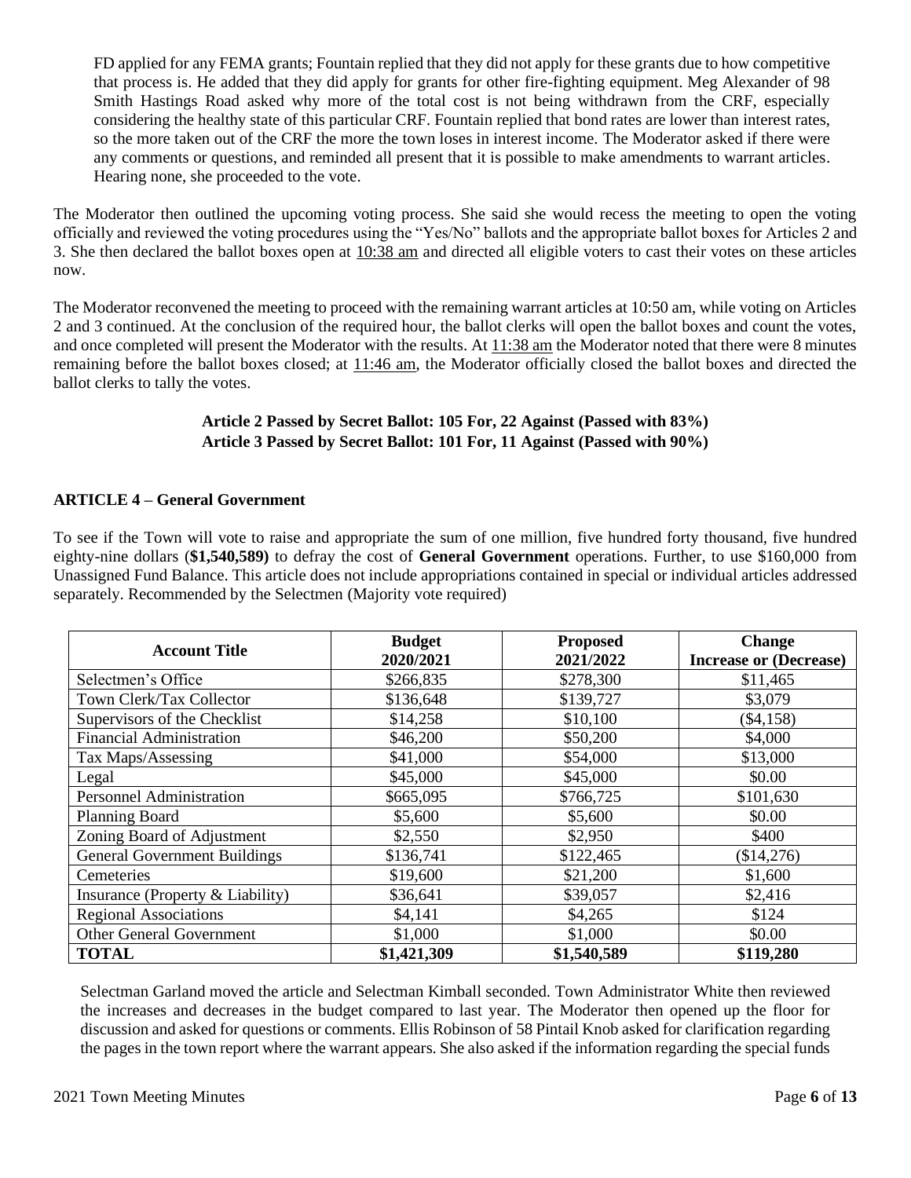FD applied for any FEMA grants; Fountain replied that they did not apply for these grants due to how competitive that process is. He added that they did apply for grants for other fire-fighting equipment. Meg Alexander of 98 Smith Hastings Road asked why more of the total cost is not being withdrawn from the CRF, especially considering the healthy state of this particular CRF. Fountain replied that bond rates are lower than interest rates, so the more taken out of the CRF the more the town loses in interest income. The Moderator asked if there were any comments or questions, and reminded all present that it is possible to make amendments to warrant articles. Hearing none, she proceeded to the vote.

The Moderator then outlined the upcoming voting process. She said she would recess the meeting to open the voting officially and reviewed the voting procedures using the "Yes/No" ballots and the appropriate ballot boxes for Articles 2 and 3. She then declared the ballot boxes open at 10:38 am and directed all eligible voters to cast their votes on these articles now.

The Moderator reconvened the meeting to proceed with the remaining warrant articles at 10:50 am, while voting on Articles 2 and 3 continued. At the conclusion of the required hour, the ballot clerks will open the ballot boxes and count the votes, and once completed will present the Moderator with the results. At 11:38 am the Moderator noted that there were 8 minutes remaining before the ballot boxes closed; at 11:46 am, the Moderator officially closed the ballot boxes and directed the ballot clerks to tally the votes.

**Article 2 Passed by Secret Ballot: 105 For, 22 Against (Passed with 83%)**
**Article 3 Passed by Secret Ballot: 101 For, 11 Against (Passed with 90%)**

### ARTICLE 4 – General Government

To see if the Town will vote to raise and appropriate the sum of one million, five hundred forty thousand, five hundred eighty-nine dollars (**$1,540,589)** to defray the cost of **General Government** operations. Further, to use $160,000 from Unassigned Fund Balance. This article does not include appropriations contained in special or individual articles addressed separately. Recommended by the Selectmen (Majority vote required)

| Account Title | Budget 2020/2021 | Proposed 2021/2022 | Change Increase or (Decrease) |
|---|---|---|---|
| Selectmen's Office | $266,835 | $278,300 | $11,465 |
| Town Clerk/Tax Collector | $136,648 | $139,727 | $3,079 |
| Supervisors of the Checklist | $14,258 | $10,100 | ($4,158) |
| Financial Administration | $46,200 | $50,200 | $4,000 |
| Tax Maps/Assessing | $41,000 | $54,000 | $13,000 |
| Legal | $45,000 | $45,000 | $0.00 |
| Personnel Administration | $665,095 | $766,725 | $101,630 |
| Planning Board | $5,600 | $5,600 | $0.00 |
| Zoning Board of Adjustment | $2,550 | $2,950 | $400 |
| General Government Buildings | $136,741 | $122,465 | ($14,276) |
| Cemeteries | $19,600 | $21,200 | $1,600 |
| Insurance (Property & Liability) | $36,641 | $39,057 | $2,416 |
| Regional Associations | $4,141 | $4,265 | $124 |
| Other General Government | $1,000 | $1,000 | $0.00 |
| **TOTAL** | **$1,421,309** | **$1,540,589** | **$119,280** |

Selectman Garland moved the article and Selectman Kimball seconded. Town Administrator White then reviewed the increases and decreases in the budget compared to last year. The Moderator then opened up the floor for discussion and asked for questions or comments. Ellis Robinson of 58 Pintail Knob asked for clarification regarding the pages in the town report where the warrant appears. She also asked if the information regarding the special funds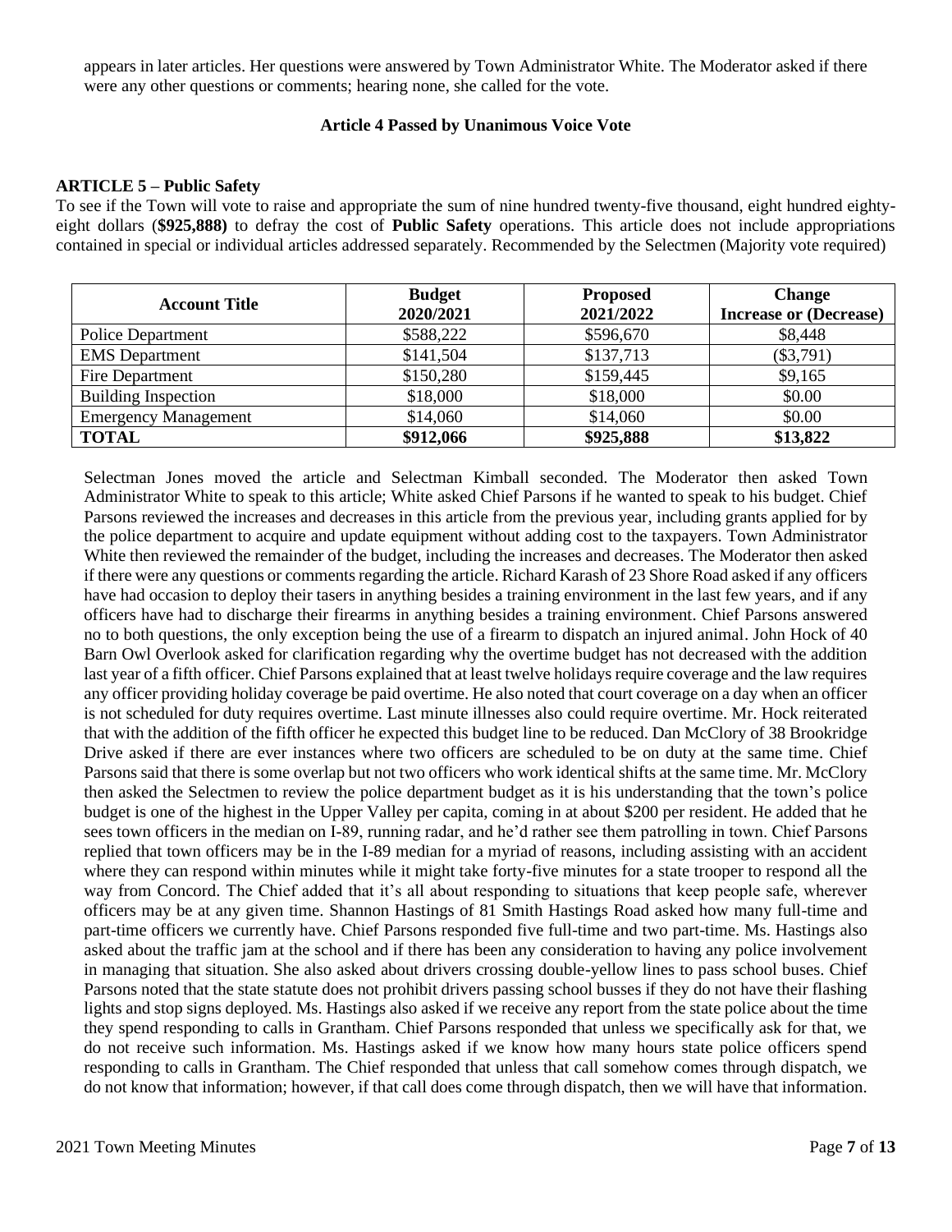appears in later articles. Her questions were answered by Town Administrator White. The Moderator asked if there were any other questions or comments; hearing none, she called for the vote.

**Article 4 Passed by Unanimous Voice Vote**

**ARTICLE 5 – Public Safety**

To see if the Town will vote to raise and appropriate the sum of nine hundred twenty-five thousand, eight hundred eighty-eight dollars (**$925,888)** to defray the cost of **Public Safety** operations. This article does not include appropriations contained in special or individual articles addressed separately. Recommended by the Selectmen (Majority vote required)

| Account Title | Budget 2020/2021 | Proposed 2021/2022 | Change Increase or (Decrease) |
|---|---|---|---|
| Police Department | $588,222 | $596,670 | $8,448 |
| EMS Department | $141,504 | $137,713 | ($3,791) |
| Fire Department | $150,280 | $159,445 | $9,165 |
| Building Inspection | $18,000 | $18,000 | $0.00 |
| Emergency Management | $14,060 | $14,060 | $0.00 |
| **TOTAL** | **$912,066** | **$925,888** | **$13,822** |

Selectman Jones moved the article and Selectman Kimball seconded. The Moderator then asked Town Administrator White to speak to this article; White asked Chief Parsons if he wanted to speak to his budget. Chief Parsons reviewed the increases and decreases in this article from the previous year, including grants applied for by the police department to acquire and update equipment without adding cost to the taxpayers. Town Administrator White then reviewed the remainder of the budget, including the increases and decreases. The Moderator then asked if there were any questions or comments regarding the article. Richard Karash of 23 Shore Road asked if any officers have had occasion to deploy their tasers in anything besides a training environment in the last few years, and if any officers have had to discharge their firearms in anything besides a training environment. Chief Parsons answered no to both questions, the only exception being the use of a firearm to dispatch an injured animal. John Hock of 40 Barn Owl Overlook asked for clarification regarding why the overtime budget has not decreased with the addition last year of a fifth officer. Chief Parsons explained that at least twelve holidays require coverage and the law requires any officer providing holiday coverage be paid overtime. He also noted that court coverage on a day when an officer is not scheduled for duty requires overtime. Last minute illnesses also could require overtime. Mr. Hock reiterated that with the addition of the fifth officer he expected this budget line to be reduced. Dan McClory of 38 Brookridge Drive asked if there are ever instances where two officers are scheduled to be on duty at the same time. Chief Parsons said that there is some overlap but not two officers who work identical shifts at the same time. Mr. McClory then asked the Selectmen to review the police department budget as it is his understanding that the town's police budget is one of the highest in the Upper Valley per capita, coming in at about $200 per resident. He added that he sees town officers in the median on I-89, running radar, and he'd rather see them patrolling in town. Chief Parsons replied that town officers may be in the I-89 median for a myriad of reasons, including assisting with an accident where they can respond within minutes while it might take forty-five minutes for a state trooper to respond all the way from Concord. The Chief added that it's all about responding to situations that keep people safe, wherever officers may be at any given time. Shannon Hastings of 81 Smith Hastings Road asked how many full-time and part-time officers we currently have. Chief Parsons responded five full-time and two part-time. Ms. Hastings also asked about the traffic jam at the school and if there has been any consideration to having any police involvement in managing that situation. She also asked about drivers crossing double-yellow lines to pass school buses. Chief Parsons noted that the state statute does not prohibit drivers passing school busses if they do not have their flashing lights and stop signs deployed. Ms. Hastings also asked if we receive any report from the state police about the time they spend responding to calls in Grantham. Chief Parsons responded that unless we specifically ask for that, we do not receive such information. Ms. Hastings asked if we know how many hours state police officers spend responding to calls in Grantham. The Chief responded that unless that call somehow comes through dispatch, we do not know that information; however, if that call does come through dispatch, then we will have that information.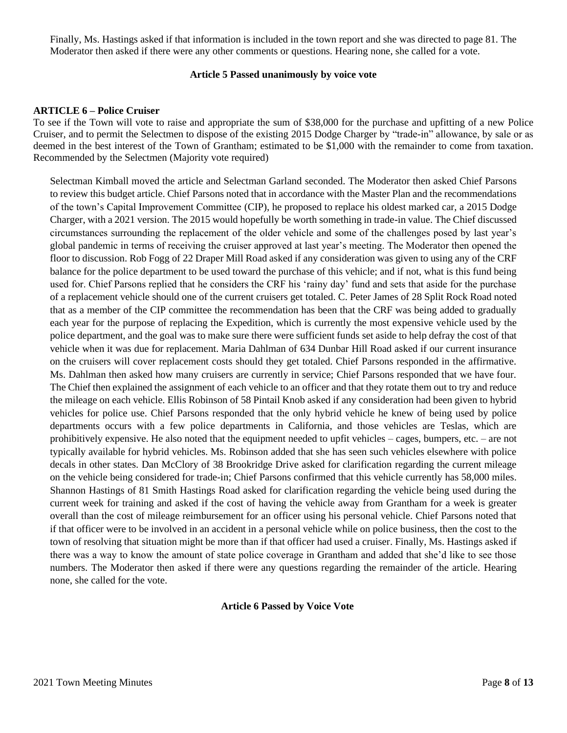Finally, Ms. Hastings asked if that information is included in the town report and she was directed to page 81. The Moderator then asked if there were any other comments or questions. Hearing none, she called for a vote.

**Article 5 Passed unanimously by voice vote**

**ARTICLE 6 – Police Cruiser**

To see if the Town will vote to raise and appropriate the sum of $38,000 for the purchase and upfitting of a new Police Cruiser, and to permit the Selectmen to dispose of the existing 2015 Dodge Charger by "trade-in" allowance, by sale or as deemed in the best interest of the Town of Grantham; estimated to be $1,000 with the remainder to come from taxation. Recommended by the Selectmen (Majority vote required)

Selectman Kimball moved the article and Selectman Garland seconded. The Moderator then asked Chief Parsons to review this budget article. Chief Parsons noted that in accordance with the Master Plan and the recommendations of the town's Capital Improvement Committee (CIP), he proposed to replace his oldest marked car, a 2015 Dodge Charger, with a 2021 version. The 2015 would hopefully be worth something in trade-in value. The Chief discussed circumstances surrounding the replacement of the older vehicle and some of the challenges posed by last year's global pandemic in terms of receiving the cruiser approved at last year's meeting. The Moderator then opened the floor to discussion. Rob Fogg of 22 Draper Mill Road asked if any consideration was given to using any of the CRF balance for the police department to be used toward the purchase of this vehicle; and if not, what is this fund being used for. Chief Parsons replied that he considers the CRF his 'rainy day' fund and sets that aside for the purchase of a replacement vehicle should one of the current cruisers get totaled. C. Peter James of 28 Split Rock Road noted that as a member of the CIP committee the recommendation has been that the CRF was being added to gradually each year for the purpose of replacing the Expedition, which is currently the most expensive vehicle used by the police department, and the goal was to make sure there were sufficient funds set aside to help defray the cost of that vehicle when it was due for replacement. Maria Dahlman of 634 Dunbar Hill Road asked if our current insurance on the cruisers will cover replacement costs should they get totaled. Chief Parsons responded in the affirmative. Ms. Dahlman then asked how many cruisers are currently in service; Chief Parsons responded that we have four. The Chief then explained the assignment of each vehicle to an officer and that they rotate them out to try and reduce the mileage on each vehicle. Ellis Robinson of 58 Pintail Knob asked if any consideration had been given to hybrid vehicles for police use. Chief Parsons responded that the only hybrid vehicle he knew of being used by police departments occurs with a few police departments in California, and those vehicles are Teslas, which are prohibitively expensive. He also noted that the equipment needed to upfit vehicles – cages, bumpers, etc. – are not typically available for hybrid vehicles. Ms. Robinson added that she has seen such vehicles elsewhere with police decals in other states. Dan McClory of 38 Brookridge Drive asked for clarification regarding the current mileage on the vehicle being considered for trade-in; Chief Parsons confirmed that this vehicle currently has 58,000 miles. Shannon Hastings of 81 Smith Hastings Road asked for clarification regarding the vehicle being used during the current week for training and asked if the cost of having the vehicle away from Grantham for a week is greater overall than the cost of mileage reimbursement for an officer using his personal vehicle. Chief Parsons noted that if that officer were to be involved in an accident in a personal vehicle while on police business, then the cost to the town of resolving that situation might be more than if that officer had used a cruiser. Finally, Ms. Hastings asked if there was a way to know the amount of state police coverage in Grantham and added that she'd like to see those numbers. The Moderator then asked if there were any questions regarding the remainder of the article. Hearing none, she called for the vote.

**Article 6 Passed by Voice Vote**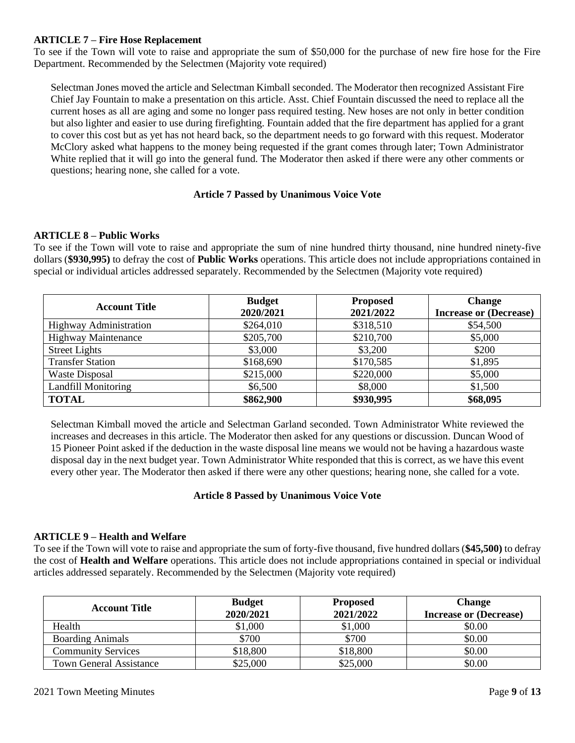**ARTICLE 7 – Fire Hose Replacement**

To see if the Town will vote to raise and appropriate the sum of $50,000 for the purchase of new fire hose for the Fire Department. Recommended by the Selectmen (Majority vote required)

Selectman Jones moved the article and Selectman Kimball seconded. The Moderator then recognized Assistant Fire Chief Jay Fountain to make a presentation on this article. Asst. Chief Fountain discussed the need to replace all the current hoses as all are aging and some no longer pass required testing. New hoses are not only in better condition but also lighter and easier to use during firefighting. Fountain added that the fire department has applied for a grant to cover this cost but as yet has not heard back, so the department needs to go forward with this request. Moderator McClory asked what happens to the money being requested if the grant comes through later; Town Administrator White replied that it will go into the general fund. The Moderator then asked if there were any other comments or questions; hearing none, she called for a vote.

**Article 7 Passed by Unanimous Voice Vote**

**ARTICLE 8 – Public Works**

To see if the Town will vote to raise and appropriate the sum of nine hundred thirty thousand, nine hundred ninety-five dollars (**$930,995)** to defray the cost of **Public Works** operations. This article does not include appropriations contained in special or individual articles addressed separately. Recommended by the Selectmen (Majority vote required)

| Account Title | Budget 2020/2021 | Proposed 2021/2022 | Change Increase or (Decrease) |
|---|---|---|---|
| Highway Administration | $264,010 | $318,510 | $54,500 |
| Highway Maintenance | $205,700 | $210,700 | $5,000 |
| Street Lights | $3,000 | $3,200 | $200 |
| Transfer Station | $168,690 | $170,585 | $1,895 |
| Waste Disposal | $215,000 | $220,000 | $5,000 |
| Landfill Monitoring | $6,500 | $8,000 | $1,500 |
| **TOTAL** | **$862,900** | **$930,995** | **$68,095** |

Selectman Kimball moved the article and Selectman Garland seconded. Town Administrator White reviewed the increases and decreases in this article. The Moderator then asked for any questions or discussion. Duncan Wood of 15 Pioneer Point asked if the deduction in the waste disposal line means we would not be having a hazardous waste disposal day in the next budget year. Town Administrator White responded that this is correct, as we have this event every other year. The Moderator then asked if there were any other questions; hearing none, she called for a vote.

**Article 8 Passed by Unanimous Voice Vote**

**ARTICLE 9 – Health and Welfare**

To see if the Town will vote to raise and appropriate the sum of forty-five thousand, five hundred dollars (**$45,500)** to defray the cost of **Health and Welfare** operations. This article does not include appropriations contained in special or individual articles addressed separately. Recommended by the Selectmen (Majority vote required)

| Account Title | Budget 2020/2021 | Proposed 2021/2022 | Change Increase or (Decrease) |
|---|---|---|---|
| Health | $1,000 | $1,000 | $0.00 |
| Boarding Animals | $700 | $700 | $0.00 |
| Community Services | $18,800 | $18,800 | $0.00 |
| Town General Assistance | $25,000 | $25,000 | $0.00 |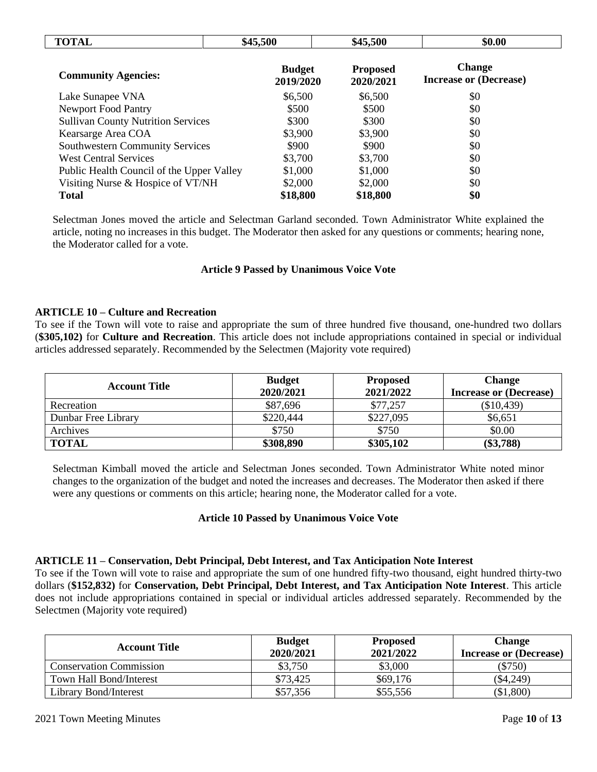| TOTAL | $45,500 | $45,500 | $0.00 |
|---|---|---|---|

| Community Agencies: | Budget 2019/2020 | Proposed 2020/2021 | Change Increase or (Decrease) |
|---|---|---|---|
| Lake Sunapee VNA | $6,500 | $6,500 | $0 |
| Newport Food Pantry | $500 | $500 | $0 |
| Sullivan County Nutrition Services | $300 | $300 | $0 |
| Kearsarge Area COA | $3,900 | $3,900 | $0 |
| Southwestern Community Services | $900 | $900 | $0 |
| West Central Services | $3,700 | $3,700 | $0 |
| Public Health Council of the Upper Valley | $1,000 | $1,000 | $0 |
| Visiting Nurse & Hospice of VT/NH | $2,000 | $2,000 | $0 |
| **Total** | **$18,800** | **$18,800** | **$0** |

Selectman Jones moved the article and Selectman Garland seconded. Town Administrator White explained the article, noting no increases in this budget. The Moderator then asked for any questions or comments; hearing none, the Moderator called for a vote.

**Article 9 Passed by Unanimous Voice Vote**

**ARTICLE 10 – Culture and Recreation**

To see if the Town will vote to raise and appropriate the sum of three hundred five thousand, one-hundred two dollars (**$305,102)** for **Culture and Recreation**. This article does not include appropriations contained in special or individual articles addressed separately. Recommended by the Selectmen (Majority vote required)

| Account Title | Budget 2020/2021 | Proposed 2021/2022 | Change Increase or (Decrease) |
|---|---|---|---|
| Recreation | $87,696 | $77,257 | ($10,439) |
| Dunbar Free Library | $220,444 | $227,095 | $6,651 |
| Archives | $750 | $750 | $0.00 |
| **TOTAL** | **$308,890** | **$305,102** | **($3,788)** |

Selectman Kimball moved the article and Selectman Jones seconded. Town Administrator White noted minor changes to the organization of the budget and noted the increases and decreases. The Moderator then asked if there were any questions or comments on this article; hearing none, the Moderator called for a vote.

**Article 10 Passed by Unanimous Voice Vote**

**ARTICLE 11 – Conservation, Debt Principal, Debt Interest, and Tax Anticipation Note Interest**

To see if the Town will vote to raise and appropriate the sum of one hundred fifty-two thousand, eight hundred thirty-two dollars (**$152,832)** for **Conservation, Debt Principal, Debt Interest, and Tax Anticipation Note Interest**. This article does not include appropriations contained in special or individual articles addressed separately. Recommended by the Selectmen (Majority vote required)

| Account Title | Budget 2020/2021 | Proposed 2021/2022 | Change Increase or (Decrease) |
|---|---|---|---|
| Conservation Commission | $3,750 | $3,000 | ($750) |
| Town Hall Bond/Interest | $73,425 | $69,176 | ($4,249) |
| Library Bond/Interest | $57,356 | $55,556 | ($1,800) |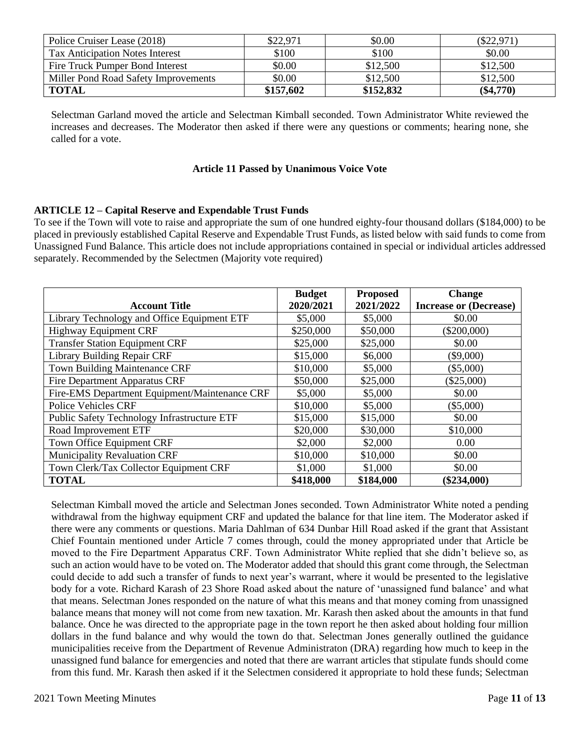| Police Cruiser Lease (2018) | $22,971 | $0.00 | ($22,971) |
|---|---|---|---|
| Tax Anticipation Notes Interest | $100 | $100 | $0.00 |
| Fire Truck Pumper Bond Interest | $0.00 | $12,500 | $12,500 |
| Miller Pond Road Safety Improvements | $0.00 | $12,500 | $12,500 |
| **TOTAL** | **$157,602** | **$152,832** | **($4,770)** |

Selectman Garland moved the article and Selectman Kimball seconded. Town Administrator White reviewed the increases and decreases. The Moderator then asked if there were any questions or comments; hearing none, she called for a vote.

**Article 11 Passed by Unanimous Voice Vote**

**ARTICLE 12 – Capital Reserve and Expendable Trust Funds**

To see if the Town will vote to raise and appropriate the sum of one hundred eighty-four thousand dollars ($184,000) to be placed in previously established Capital Reserve and Expendable Trust Funds, as listed below with said funds to come from Unassigned Fund Balance. This article does not include appropriations contained in special or individual articles addressed separately. Recommended by the Selectmen (Majority vote required)

| Account Title | Budget 2020/2021 | Proposed 2021/2022 | Change Increase or (Decrease) |
|---|---|---|---|
| Library Technology and Office Equipment ETF | $5,000 | $5,000 | $0.00 |
| Highway Equipment CRF | $250,000 | $50,000 | ($200,000) |
| Transfer Station Equipment CRF | $25,000 | $25,000 | $0.00 |
| Library Building Repair CRF | $15,000 | $6,000 | ($9,000) |
| Town Building Maintenance CRF | $10,000 | $5,000 | ($5,000) |
| Fire Department Apparatus CRF | $50,000 | $25,000 | ($25,000) |
| Fire-EMS Department Equipment/Maintenance CRF | $5,000 | $5,000 | $0.00 |
| Police Vehicles CRF | $10,000 | $5,000 | ($5,000) |
| Public Safety Technology Infrastructure ETF | $15,000 | $15,000 | $0.00 |
| Road Improvement ETF | $20,000 | $30,000 | $10,000 |
| Town Office Equipment CRF | $2,000 | $2,000 | 0.00 |
| Municipality Revaluation CRF | $10,000 | $10,000 | $0.00 |
| Town Clerk/Tax Collector Equipment CRF | $1,000 | $1,000 | $0.00 |
| **TOTAL** | **$418,000** | **$184,000** | **($234,000)** |

Selectman Kimball moved the article and Selectman Jones seconded. Town Administrator White noted a pending withdrawal from the highway equipment CRF and updated the balance for that line item. The Moderator asked if there were any comments or questions. Maria Dahlman of 634 Dunbar Hill Road asked if the grant that Assistant Chief Fountain mentioned under Article 7 comes through, could the money appropriated under that Article be moved to the Fire Department Apparatus CRF. Town Administrator White replied that she didn't believe so, as such an action would have to be voted on. The Moderator added that should this grant come through, the Selectman could decide to add such a transfer of funds to next year's warrant, where it would be presented to the legislative body for a vote. Richard Karash of 23 Shore Road asked about the nature of 'unassigned fund balance' and what that means. Selectman Jones responded on the nature of what this means and that money coming from unassigned balance means that money will not come from new taxation. Mr. Karash then asked about the amounts in that fund balance. Once he was directed to the appropriate page in the town report he then asked about holding four million dollars in the fund balance and why would the town do that. Selectman Jones generally outlined the guidance municipalities receive from the Department of Revenue Administraton (DRA) regarding how much to keep in the unassigned fund balance for emergencies and noted that there are warrant articles that stipulate funds should come from this fund. Mr. Karash then asked if it the Selectmen considered it appropriate to hold these funds; Selectman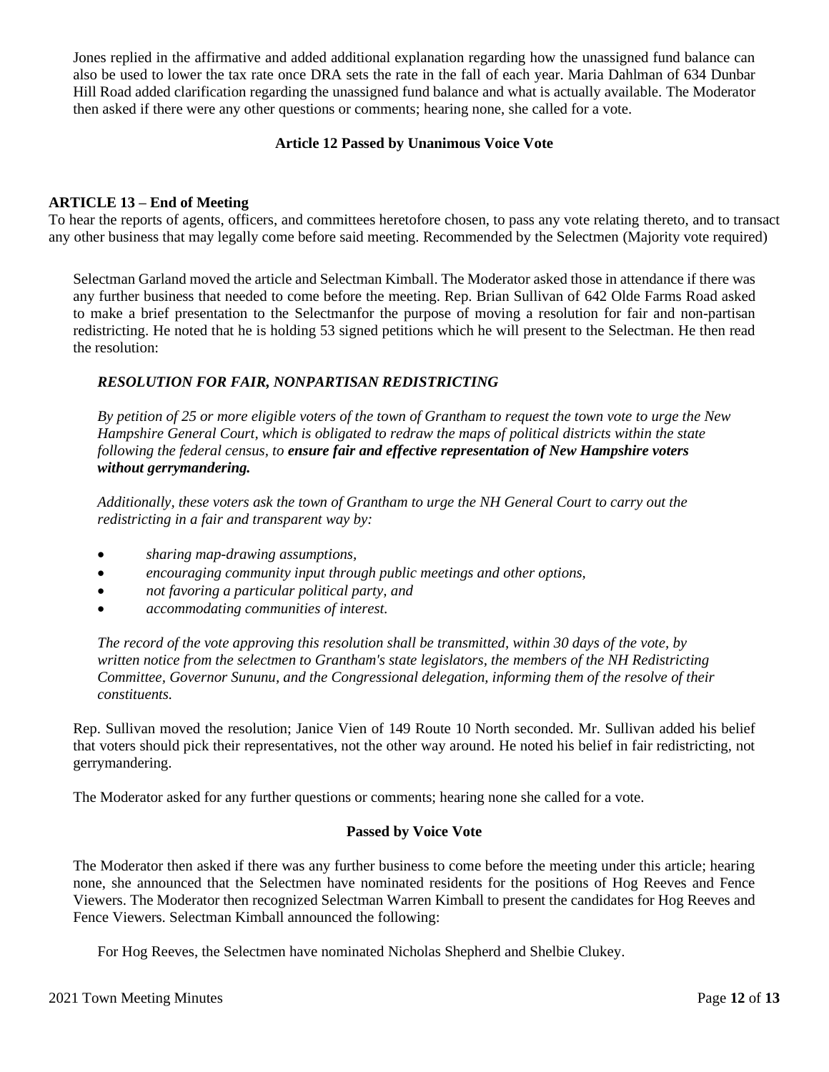Jones replied in the affirmative and added additional explanation regarding how the unassigned fund balance can also be used to lower the tax rate once DRA sets the rate in the fall of each year. Maria Dahlman of 634 Dunbar Hill Road added clarification regarding the unassigned fund balance and what is actually available. The Moderator then asked if there were any other questions or comments; hearing none, she called for a vote.

**Article 12 Passed by Unanimous Voice Vote**

**ARTICLE 13 – End of Meeting**

To hear the reports of agents, officers, and committees heretofore chosen, to pass any vote relating thereto, and to transact any other business that may legally come before said meeting. Recommended by the Selectmen (Majority vote required)

Selectman Garland moved the article and Selectman Kimball. The Moderator asked those in attendance if there was any further business that needed to come before the meeting. Rep. Brian Sullivan of 642 Olde Farms Road asked to make a brief presentation to the Selectmanfor the purpose of moving a resolution for fair and non-partisan redistricting. He noted that he is holding 53 signed petitions which he will present to the Selectman. He then read the resolution:

***RESOLUTION FOR FAIR, NONPARTISAN REDISTRICTING***

*By petition of 25 or more eligible voters of the town of Grantham to request the town vote to urge the New Hampshire General Court, which is obligated to redraw the maps of political districts within the state following the federal census, to* ***ensure fair and effective representation of New Hampshire voters without gerrymandering.***

*Additionally, these voters ask the town of Grantham to urge the NH General Court to carry out the redistricting in a fair and transparent way by:*

- *sharing map-drawing assumptions,*
- *encouraging community input through public meetings and other options,*
- *not favoring a particular political party, and*
- *accommodating communities of interest.*

*The record of the vote approving this resolution shall be transmitted, within 30 days of the vote, by written notice from the selectmen to Grantham's state legislators, the members of the NH Redistricting Committee, Governor Sununu, and the Congressional delegation, informing them of the resolve of their constituents.*

Rep. Sullivan moved the resolution; Janice Vien of 149 Route 10 North seconded. Mr. Sullivan added his belief that voters should pick their representatives, not the other way around. He noted his belief in fair redistricting, not gerrymandering.

The Moderator asked for any further questions or comments; hearing none she called for a vote.

**Passed by Voice Vote**

The Moderator then asked if there was any further business to come before the meeting under this article; hearing none, she announced that the Selectmen have nominated residents for the positions of Hog Reeves and Fence Viewers. The Moderator then recognized Selectman Warren Kimball to present the candidates for Hog Reeves and Fence Viewers. Selectman Kimball announced the following:

For Hog Reeves, the Selectmen have nominated Nicholas Shepherd and Shelbie Clukey.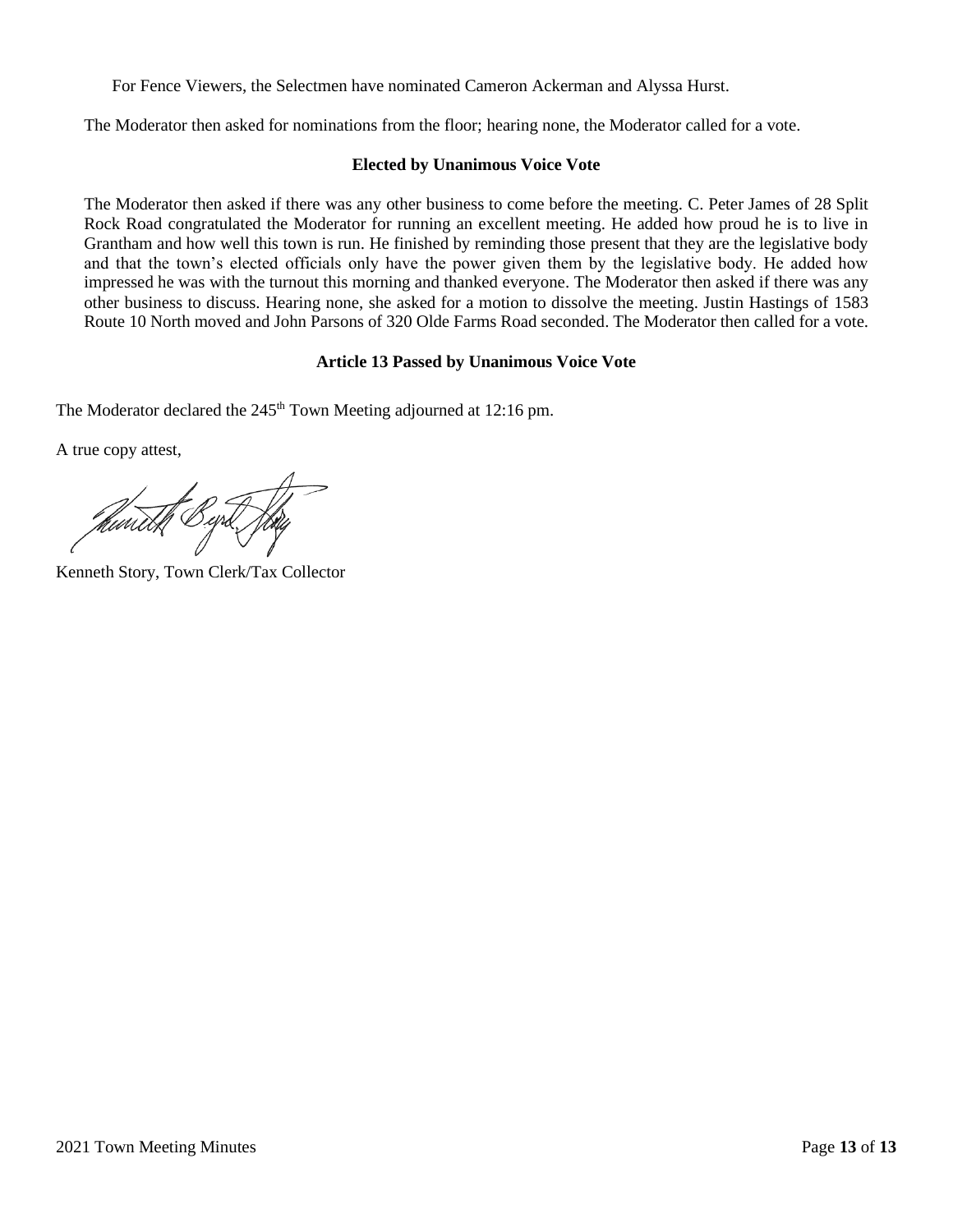For Fence Viewers, the Selectmen have nominated Cameron Ackerman and Alyssa Hurst.

The Moderator then asked for nominations from the floor; hearing none, the Moderator called for a vote.

**Elected by Unanimous Voice Vote**

The Moderator then asked if there was any other business to come before the meeting. C. Peter James of 28 Split Rock Road congratulated the Moderator for running an excellent meeting. He added how proud he is to live in Grantham and how well this town is run. He finished by reminding those present that they are the legislative body and that the town's elected officials only have the power given them by the legislative body. He added how impressed he was with the turnout this morning and thanked everyone. The Moderator then asked if there was any other business to discuss. Hearing none, she asked for a motion to dissolve the meeting. Justin Hastings of 1583 Route 10 North moved and John Parsons of 320 Olde Farms Road seconded. The Moderator then called for a vote.

**Article 13 Passed by Unanimous Voice Vote**

The Moderator declared the 245th Town Meeting adjourned at 12:16 pm.

A true copy attest,

Kenneth Story, Town Clerk/Tax Collector